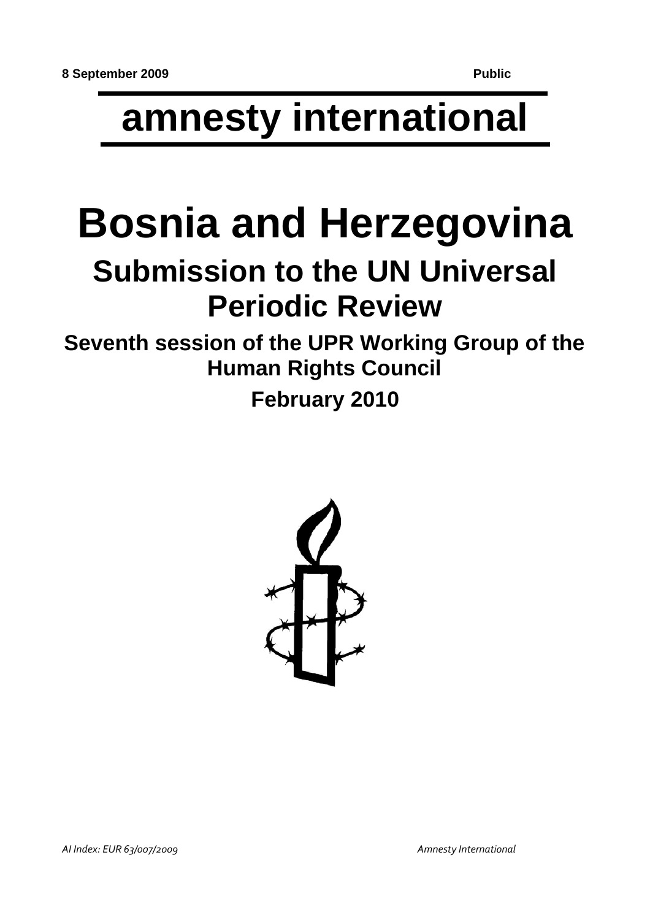**8 September 2009** **Public**

# amnesty international

# Bosnia and Herzegovina

## Submission to the UN Universal Periodic Review

### Seventh session of the UPR Working Group of the Human Rights Council

### February 2010

*AI Index: EUR 63/007/2009* *Amnesty International*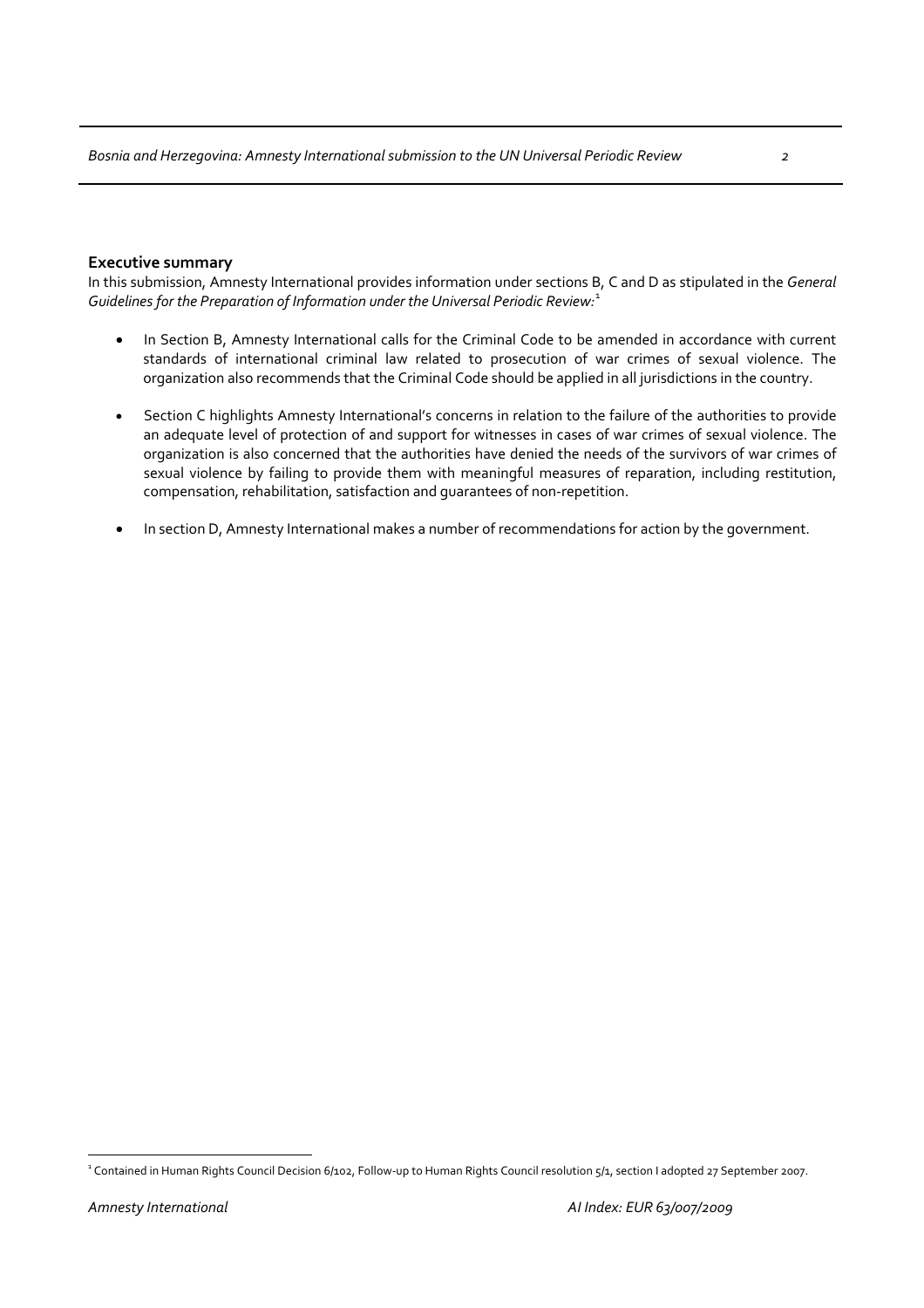**Executive summary**

In this submission, Amnesty International provides information under sections B, C and D as stipulated in the *General Guidelines for the Preparation of Information under the Universal Periodic Review:*[1]

- In Section B, Amnesty International calls for the Criminal Code to be amended in accordance with current standards of international criminal law related to prosecution of war crimes of sexual violence. The organization also recommends that the Criminal Code should be applied in all jurisdictions in the country.

- Section C highlights Amnesty International's concerns in relation to the failure of the authorities to provide an adequate level of protection of and support for witnesses in cases of war crimes of sexual violence. The organization is also concerned that the authorities have denied the needs of the survivors of war crimes of sexual violence by failing to provide them with meaningful measures of reparation, including restitution, compensation, rehabilitation, satisfaction and guarantees of non-repetition.

- In section D, Amnesty International makes a number of recommendations for action by the government.

---

[1] Contained in Human Rights Council Decision 6/102, Follow-up to Human Rights Council resolution 5/1, section I adopted 27 September 2007.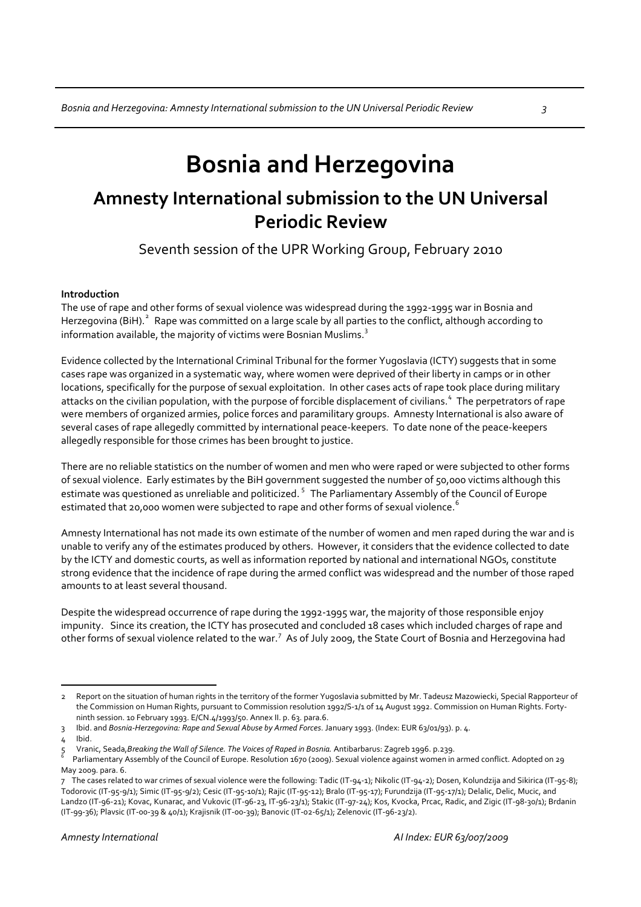# Bosnia and Herzegovina

## Amnesty International submission to the UN Universal Periodic Review

Seventh session of the UPR Working Group, February 2010

**Introduction**

The use of rape and other forms of sexual violence was widespread during the 1992-1995 war in Bosnia and Herzegovina (BiH).[2] Rape was committed on a large scale by all parties to the conflict, although according to information available, the majority of victims were Bosnian Muslims.[3]

Evidence collected by the International Criminal Tribunal for the former Yugoslavia (ICTY) suggests that in some cases rape was organized in a systematic way, where women were deprived of their liberty in camps or in other locations, specifically for the purpose of sexual exploitation. In other cases acts of rape took place during military attacks on the civilian population, with the purpose of forcible displacement of civilians.[4] The perpetrators of rape were members of organized armies, police forces and paramilitary groups. Amnesty International is also aware of several cases of rape allegedly committed by international peace-keepers. To date none of the peace-keepers allegedly responsible for those crimes has been brought to justice.

There are no reliable statistics on the number of women and men who were raped or were subjected to other forms of sexual violence. Early estimates by the BiH government suggested the number of 50,000 victims although this estimate was questioned as unreliable and politicized.[5] The Parliamentary Assembly of the Council of Europe estimated that 20,000 women were subjected to rape and other forms of sexual violence.[6]

Amnesty International has not made its own estimate of the number of women and men raped during the war and is unable to verify any of the estimates produced by others. However, it considers that the evidence collected to date by the ICTY and domestic courts, as well as information reported by national and international NGOs, constitute strong evidence that the incidence of rape during the armed conflict was widespread and the number of those raped amounts to at least several thousand.

Despite the widespread occurrence of rape during the 1992-1995 war, the majority of those responsible enjoy impunity. Since its creation, the ICTY has prosecuted and concluded 18 cases which included charges of rape and other forms of sexual violence related to the war.[7] As of July 2009, the State Court of Bosnia and Herzegovina had

---

2 Report on the situation of human rights in the territory of the former Yugoslavia submitted by Mr. Tadeusz Mazowiecki, Special Rapporteur of the Commission on Human Rights, pursuant to Commission resolution 1992/S-1/1 of 14 August 1992. Commission on Human Rights. Forty-ninth session. 10 February 1993. E/CN.4/1993/50. Annex II. p. 63. para.6.

3 Ibid. and *Bosnia-Herzegovina: Rape and Sexual Abuse by Armed Forces*. January 1993. (Index: EUR 63/01/93). p. 4.

4 Ibid.

5 Vranic, Seada, *Breaking the Wall of Silence. The Voices of Raped in Bosnia.* Antibarbarus: Zagreb 1996. p.239.

6 Parliamentary Assembly of the Council of Europe. Resolution 1670 (2009). Sexual violence against women in armed conflict. Adopted on 29 May 2009. para. 6.

7 The cases related to war crimes of sexual violence were the following: Tadic (IT-94-1); Nikolic (IT-94-2); Dosen, Kolundzija and Sikirica (IT-95-8); Todorovic (IT-95-9/1); Simic (IT-95-9/2); Cesic (IT-95-10/1); Rajic (IT-95-12); Bralo (IT-95-17); Furundzija (IT-95-17/1); Delalic, Delic, Mucic, and Landzo (IT-96-21); Kovac, Kunarac, and Vukovic (IT-96-23, IT-96-23/1); Stakic (IT-97-24); Kos, Kvocka, Prcac, Radic, and Zigic (IT-98-30/1); Brdanin (IT-99-36); Plavsic (IT-00-39 & 40/1); Krajisnik (IT-00-39); Banovic (IT-02-65/1); Zelenovic (IT-96-23/2).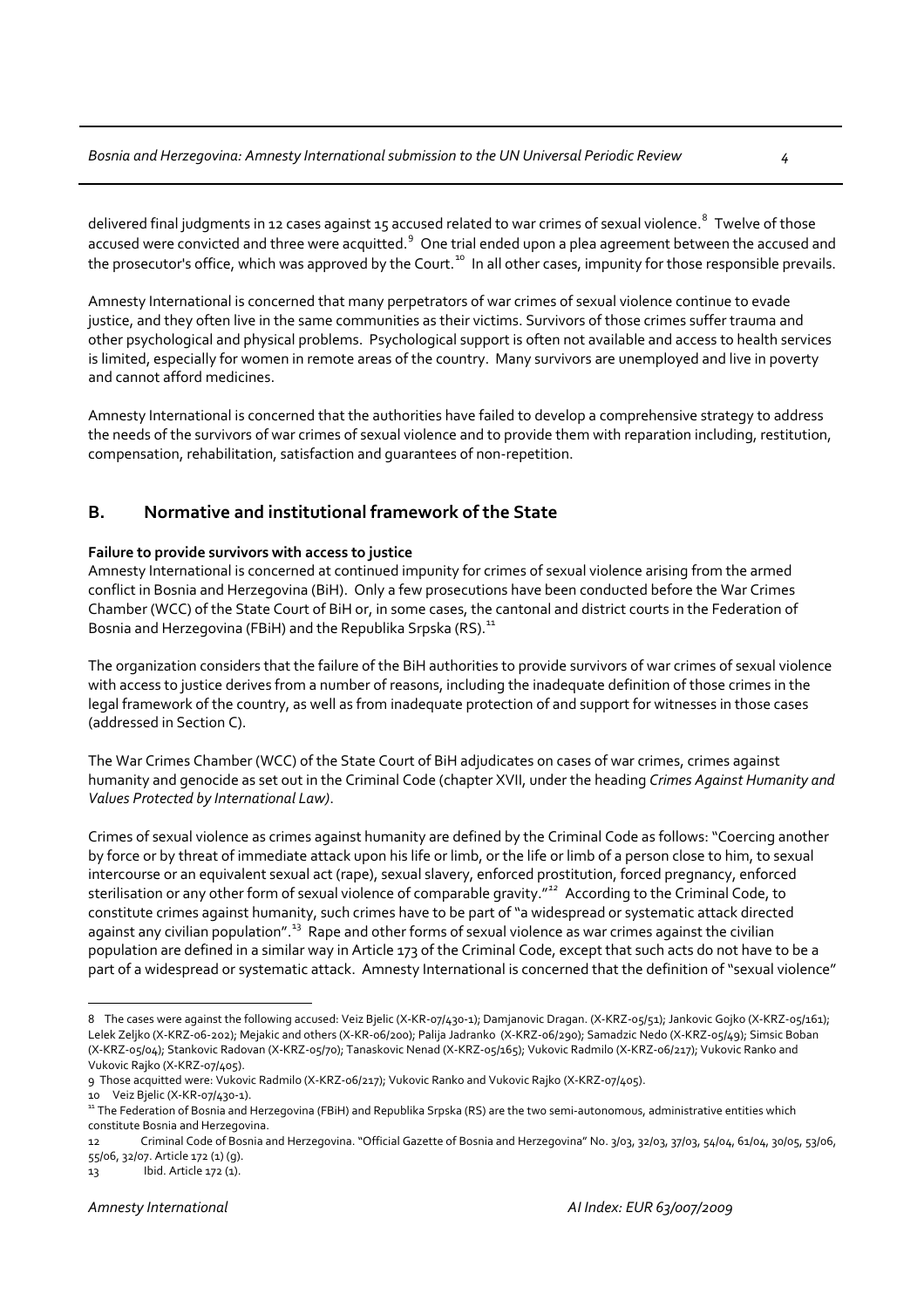delivered final judgments in 12 cases against 15 accused related to war crimes of sexual violence.[8] Twelve of those accused were convicted and three were acquitted.[9] One trial ended upon a plea agreement between the accused and the prosecutor's office, which was approved by the Court.[10] In all other cases, impunity for those responsible prevails.

Amnesty International is concerned that many perpetrators of war crimes of sexual violence continue to evade justice, and they often live in the same communities as their victims. Survivors of those crimes suffer trauma and other psychological and physical problems. Psychological support is often not available and access to health services is limited, especially for women in remote areas of the country. Many survivors are unemployed and live in poverty and cannot afford medicines.

Amnesty International is concerned that the authorities have failed to develop a comprehensive strategy to address the needs of the survivors of war crimes of sexual violence and to provide them with reparation including, restitution, compensation, rehabilitation, satisfaction and guarantees of non-repetition.

## B. Normative and institutional framework of the State

**Failure to provide survivors with access to justice**

Amnesty International is concerned at continued impunity for crimes of sexual violence arising from the armed conflict in Bosnia and Herzegovina (BiH). Only a few prosecutions have been conducted before the War Crimes Chamber (WCC) of the State Court of BiH or, in some cases, the cantonal and district courts in the Federation of Bosnia and Herzegovina (FBiH) and the Republika Srpska (RS).[11]

The organization considers that the failure of the BiH authorities to provide survivors of war crimes of sexual violence with access to justice derives from a number of reasons, including the inadequate definition of those crimes in the legal framework of the country, as well as from inadequate protection of and support for witnesses in those cases (addressed in Section C).

The War Crimes Chamber (WCC) of the State Court of BiH adjudicates on cases of war crimes, crimes against humanity and genocide as set out in the Criminal Code (chapter XVII, under the heading *Crimes Against Humanity and Values Protected by International Law)*.

Crimes of sexual violence as crimes against humanity are defined by the Criminal Code as follows: "Coercing another by force or by threat of immediate attack upon his life or limb, or the life or limb of a person close to him, to sexual intercourse or an equivalent sexual act (rape), sexual slavery, enforced prostitution, forced pregnancy, enforced sterilisation or any other form of sexual violence of comparable gravity."[12] According to the Criminal Code, to constitute crimes against humanity, such crimes have to be part of "a widespread or systematic attack directed against any civilian population".[13] Rape and other forms of sexual violence as war crimes against the civilian population are defined in a similar way in Article 173 of the Criminal Code, except that such acts do not have to be a part of a widespread or systematic attack. Amnesty International is concerned that the definition of "sexual violence"

---

8 The cases were against the following accused: Veiz Bjelic (X-KR-07/430-1); Damjanovic Dragan. (X-KRZ-05/51); Jankovic Gojko (X-KRZ-05/161); Lelek Zeljko (X-KRZ-06-202); Mejakic and others (X-KR-06/200); Palija Jadranko (X-KRZ-06/290); Samadzic Nedo (X-KRZ-05/49); Simsic Boban (X-KRZ-05/04); Stankovic Radovan (X-KRZ-05/70); Tanaskovic Nenad (X-KRZ-05/165); Vukovic Radmilo (X-KRZ-06/217); Vukovic Ranko and Vukovic Rajko (X-KRZ-07/405).

9 Those acquitted were: Vukovic Radmilo (X-KRZ-06/217); Vukovic Ranko and Vukovic Rajko (X-KRZ-07/405).

10 Veiz Bjelic (X-KR-07/430-1).

11 The Federation of Bosnia and Herzegovina (FBiH) and Republika Srpska (RS) are the two semi-autonomous, administrative entities which constitute Bosnia and Herzegovina.

12 Criminal Code of Bosnia and Herzegovina. "Official Gazette of Bosnia and Herzegovina" No. 3/03, 32/03, 37/03, 54/04, 61/04, 30/05, 53/06, 55/06, 32/07. Article 172 (1) (g).

13 Ibid. Article 172 (1).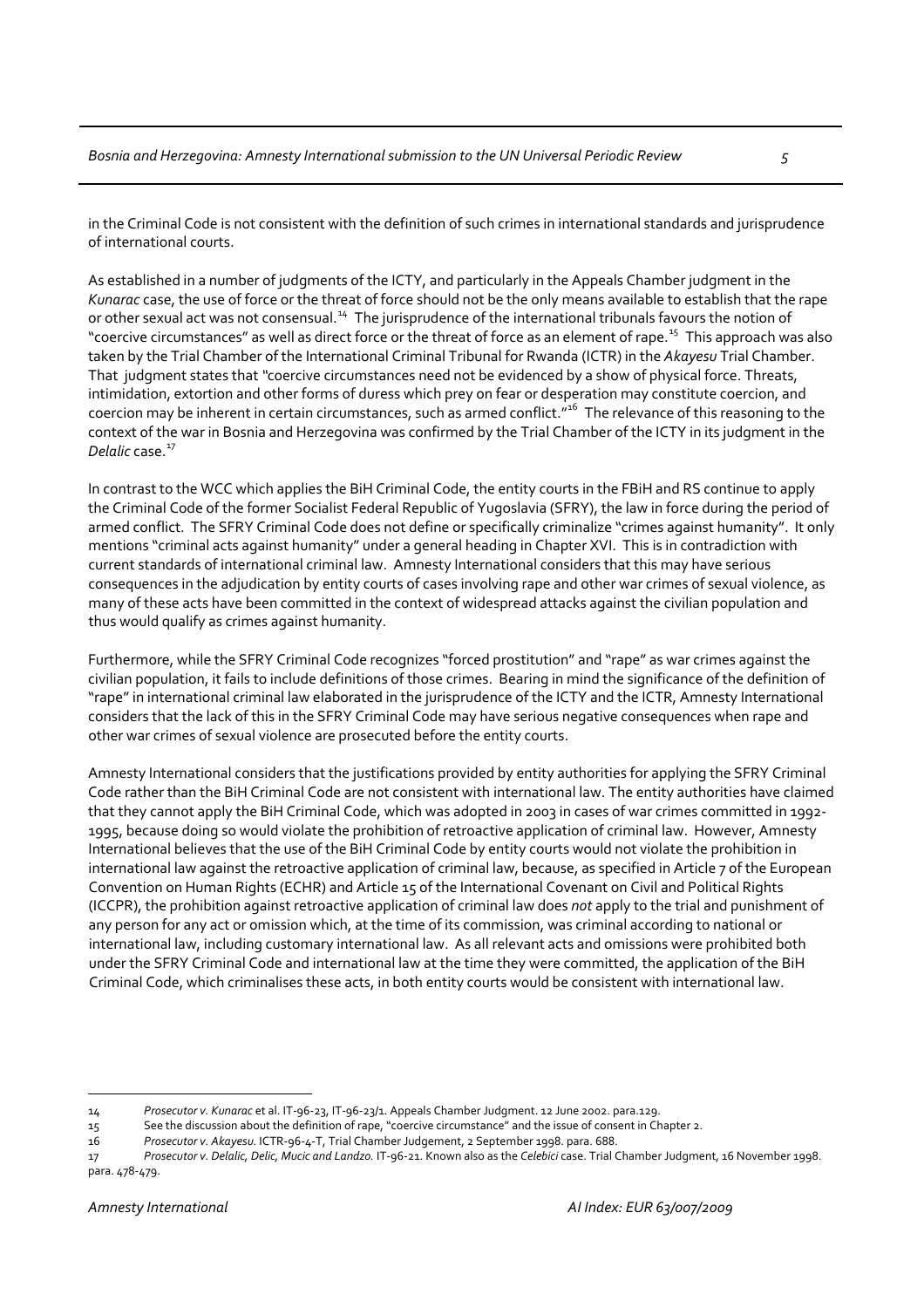in the Criminal Code is not consistent with the definition of such crimes in international standards and jurisprudence of international courts.

As established in a number of judgments of the ICTY, and particularly in the Appeals Chamber judgment in the *Kunarac* case, the use of force or the threat of force should not be the only means available to establish that the rape or other sexual act was not consensual.[14] The jurisprudence of the international tribunals favours the notion of "coercive circumstances" as well as direct force or the threat of force as an element of rape.[15] This approach was also taken by the Trial Chamber of the International Criminal Tribunal for Rwanda (ICTR) in the *Akayesu* Trial Chamber. That judgment states that "coercive circumstances need not be evidenced by a show of physical force. Threats, intimidation, extortion and other forms of duress which prey on fear or desperation may constitute coercion, and coercion may be inherent in certain circumstances, such as armed conflict."[16] The relevance of this reasoning to the context of the war in Bosnia and Herzegovina was confirmed by the Trial Chamber of the ICTY in its judgment in the *Delalic* case.[17]

In contrast to the WCC which applies the BiH Criminal Code, the entity courts in the FBiH and RS continue to apply the Criminal Code of the former Socialist Federal Republic of Yugoslavia (SFRY), the law in force during the period of armed conflict. The SFRY Criminal Code does not define or specifically criminalize "crimes against humanity". It only mentions "criminal acts against humanity" under a general heading in Chapter XVI. This is in contradiction with current standards of international criminal law. Amnesty International considers that this may have serious consequences in the adjudication by entity courts of cases involving rape and other war crimes of sexual violence, as many of these acts have been committed in the context of widespread attacks against the civilian population and thus would qualify as crimes against humanity.

Furthermore, while the SFRY Criminal Code recognizes "forced prostitution" and "rape" as war crimes against the civilian population, it fails to include definitions of those crimes. Bearing in mind the significance of the definition of "rape" in international criminal law elaborated in the jurisprudence of the ICTY and the ICTR, Amnesty International considers that the lack of this in the SFRY Criminal Code may have serious negative consequences when rape and other war crimes of sexual violence are prosecuted before the entity courts.

Amnesty International considers that the justifications provided by entity authorities for applying the SFRY Criminal Code rather than the BiH Criminal Code are not consistent with international law. The entity authorities have claimed that they cannot apply the BiH Criminal Code, which was adopted in 2003 in cases of war crimes committed in 1992-1995, because doing so would violate the prohibition of retroactive application of criminal law. However, Amnesty International believes that the use of the BiH Criminal Code by entity courts would not violate the prohibition in international law against the retroactive application of criminal law, because, as specified in Article 7 of the European Convention on Human Rights (ECHR) and Article 15 of the International Covenant on Civil and Political Rights (ICCPR), the prohibition against retroactive application of criminal law does *not* apply to the trial and punishment of any person for any act or omission which, at the time of its commission, was criminal according to national or international law, including customary international law. As all relevant acts and omissions were prohibited both under the SFRY Criminal Code and international law at the time they were committed, the application of the BiH Criminal Code, which criminalises these acts, in both entity courts would be consistent with international law.

---

14 *Prosecutor v. Kunarac* et al. IT-96-23, IT-96-23/1. Appeals Chamber Judgment. 12 June 2002. para.129.

15 See the discussion about the definition of rape, "coercive circumstance" and the issue of consent in Chapter 2.

16 *Prosecutor v. Akayesu.* ICTR-96-4-T, Trial Chamber Judgement, 2 September 1998. para. 688.

17 *Prosecutor v. Delalic, Delic, Mucic and Landzo.* IT-96-21. Known also as the *Celebici* case. Trial Chamber Judgment, 16 November 1998. para. 478-479.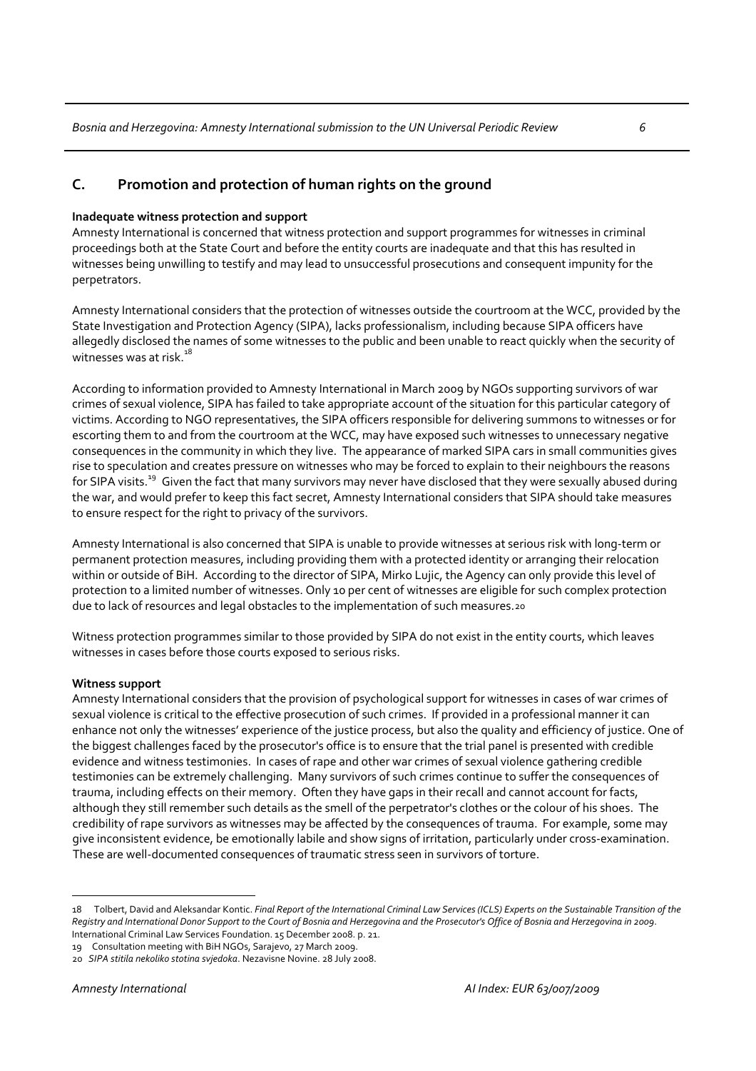## C. Promotion and protection of human rights on the ground

**Inadequate witness protection and support**

Amnesty International is concerned that witness protection and support programmes for witnesses in criminal proceedings both at the State Court and before the entity courts are inadequate and that this has resulted in witnesses being unwilling to testify and may lead to unsuccessful prosecutions and consequent impunity for the perpetrators.

Amnesty International considers that the protection of witnesses outside the courtroom at the WCC, provided by the State Investigation and Protection Agency (SIPA), lacks professionalism, including because SIPA officers have allegedly disclosed the names of some witnesses to the public and been unable to react quickly when the security of witnesses was at risk.[18]

According to information provided to Amnesty International in March 2009 by NGOs supporting survivors of war crimes of sexual violence, SIPA has failed to take appropriate account of the situation for this particular category of victims. According to NGO representatives, the SIPA officers responsible for delivering summons to witnesses or for escorting them to and from the courtroom at the WCC, may have exposed such witnesses to unnecessary negative consequences in the community in which they live. The appearance of marked SIPA cars in small communities gives rise to speculation and creates pressure on witnesses who may be forced to explain to their neighbours the reasons for SIPA visits.[19] Given the fact that many survivors may never have disclosed that they were sexually abused during the war, and would prefer to keep this fact secret, Amnesty International considers that SIPA should take measures to ensure respect for the right to privacy of the survivors.

Amnesty International is also concerned that SIPA is unable to provide witnesses at serious risk with long-term or permanent protection measures, including providing them with a protected identity or arranging their relocation within or outside of BiH. According to the director of SIPA, Mirko Lujic, the Agency can only provide this level of protection to a limited number of witnesses. Only 10 per cent of witnesses are eligible for such complex protection due to lack of resources and legal obstacles to the implementation of such measures.[20]

Witness protection programmes similar to those provided by SIPA do not exist in the entity courts, which leaves witnesses in cases before those courts exposed to serious risks.

**Witness support**

Amnesty International considers that the provision of psychological support for witnesses in cases of war crimes of sexual violence is critical to the effective prosecution of such crimes. If provided in a professional manner it can enhance not only the witnesses' experience of the justice process, but also the quality and efficiency of justice. One of the biggest challenges faced by the prosecutor's office is to ensure that the trial panel is presented with credible evidence and witness testimonies. In cases of rape and other war crimes of sexual violence gathering credible testimonies can be extremely challenging. Many survivors of such crimes continue to suffer the consequences of trauma, including effects on their memory. Often they have gaps in their recall and cannot account for facts, although they still remember such details as the smell of the perpetrator's clothes or the colour of his shoes. The credibility of rape survivors as witnesses may be affected by the consequences of trauma. For example, some may give inconsistent evidence, be emotionally labile and show signs of irritation, particularly under cross-examination. These are well-documented consequences of traumatic stress seen in survivors of torture.

---

18 Tolbert, David and Aleksandar Kontic. *Final Report of the International Criminal Law Services (ICLS) Experts on the Sustainable Transition of the Registry and International Donor Support to the Court of Bosnia and Herzegovina and the Prosecutor's Office of Bosnia and Herzegovina in 2009*. International Criminal Law Services Foundation. 15 December 2008. p. 21.

19 Consultation meeting with BiH NGOs, Sarajevo, 27 March 2009.

20 *SIPA stitila nekoliko stotina svjedoka*. Nezavisne Novine. 28 July 2008.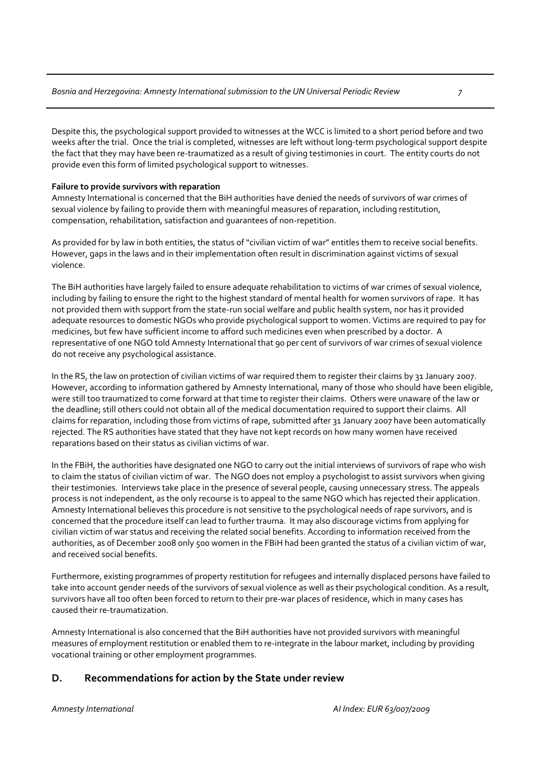Despite this, the psychological support provided to witnesses at the WCC is limited to a short period before and two weeks after the trial. Once the trial is completed, witnesses are left without long-term psychological support despite the fact that they may have been re-traumatized as a result of giving testimonies in court. The entity courts do not provide even this form of limited psychological support to witnesses.

**Failure to provide survivors with reparation**

Amnesty International is concerned that the BiH authorities have denied the needs of survivors of war crimes of sexual violence by failing to provide them with meaningful measures of reparation, including restitution, compensation, rehabilitation, satisfaction and guarantees of non-repetition.

As provided for by law in both entities, the status of "civilian victim of war" entitles them to receive social benefits. However, gaps in the laws and in their implementation often result in discrimination against victims of sexual violence.

The BiH authorities have largely failed to ensure adequate rehabilitation to victims of war crimes of sexual violence, including by failing to ensure the right to the highest standard of mental health for women survivors of rape. It has not provided them with support from the state-run social welfare and public health system, nor has it provided adequate resources to domestic NGOs who provide psychological support to women. Victims are required to pay for medicines, but few have sufficient income to afford such medicines even when prescribed by a doctor. A representative of one NGO told Amnesty International that 90 per cent of survivors of war crimes of sexual violence do not receive any psychological assistance.

In the RS, the law on protection of civilian victims of war required them to register their claims by 31 January 2007. However, according to information gathered by Amnesty International, many of those who should have been eligible, were still too traumatized to come forward at that time to register their claims. Others were unaware of the law or the deadline; still others could not obtain all of the medical documentation required to support their claims. All claims for reparation, including those from victims of rape, submitted after 31 January 2007 have been automatically rejected. The RS authorities have stated that they have not kept records on how many women have received reparations based on their status as civilian victims of war.

In the FBiH, the authorities have designated one NGO to carry out the initial interviews of survivors of rape who wish to claim the status of civilian victim of war. The NGO does not employ a psychologist to assist survivors when giving their testimonies. Interviews take place in the presence of several people, causing unnecessary stress. The appeals process is not independent, as the only recourse is to appeal to the same NGO which has rejected their application. Amnesty International believes this procedure is not sensitive to the psychological needs of rape survivors, and is concerned that the procedure itself can lead to further trauma. It may also discourage victims from applying for civilian victim of war status and receiving the related social benefits. According to information received from the authorities, as of December 2008 only 500 women in the FBiH had been granted the status of a civilian victim of war, and received social benefits.

Furthermore, existing programmes of property restitution for refugees and internally displaced persons have failed to take into account gender needs of the survivors of sexual violence as well as their psychological condition. As a result, survivors have all too often been forced to return to their pre-war places of residence, which in many cases has caused their re-traumatization.

Amnesty International is also concerned that the BiH authorities have not provided survivors with meaningful measures of employment restitution or enabled them to re-integrate in the labour market, including by providing vocational training or other employment programmes.

## D. Recommendations for action by the State under review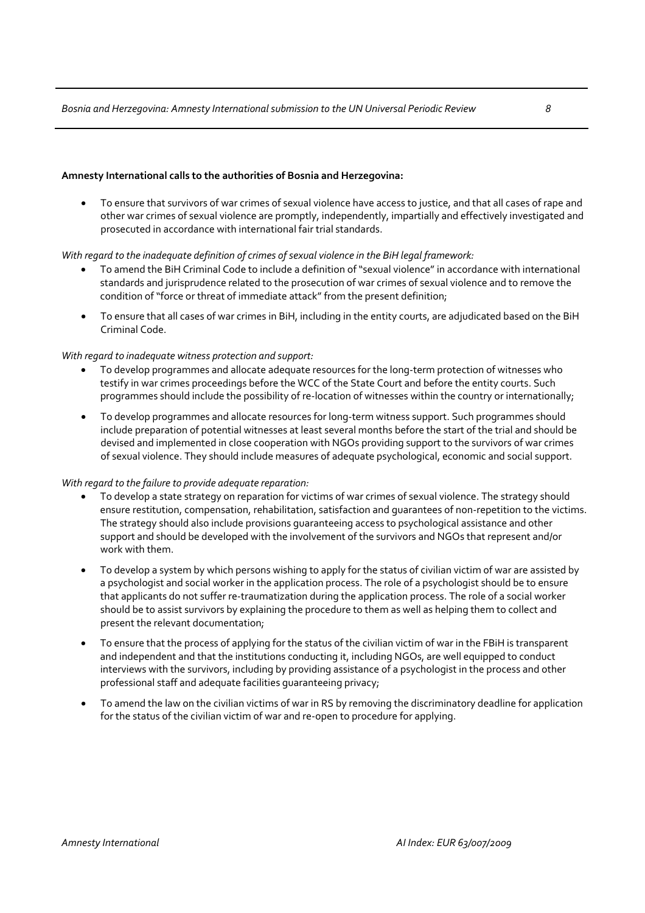**Amnesty International calls to the authorities of Bosnia and Herzegovina:**

- To ensure that survivors of war crimes of sexual violence have access to justice, and that all cases of rape and other war crimes of sexual violence are promptly, independently, impartially and effectively investigated and prosecuted in accordance with international fair trial standards.

*With regard to the inadequate definition of crimes of sexual violence in the BiH legal framework:*

- To amend the BiH Criminal Code to include a definition of "sexual violence" in accordance with international standards and jurisprudence related to the prosecution of war crimes of sexual violence and to remove the condition of "force or threat of immediate attack" from the present definition;
- To ensure that all cases of war crimes in BiH, including in the entity courts, are adjudicated based on the BiH Criminal Code.

*With regard to inadequate witness protection and support:*

- To develop programmes and allocate adequate resources for the long-term protection of witnesses who testify in war crimes proceedings before the WCC of the State Court and before the entity courts. Such programmes should include the possibility of re-location of witnesses within the country or internationally;
- To develop programmes and allocate resources for long-term witness support. Such programmes should include preparation of potential witnesses at least several months before the start of the trial and should be devised and implemented in close cooperation with NGOs providing support to the survivors of war crimes of sexual violence. They should include measures of adequate psychological, economic and social support.

*With regard to the failure to provide adequate reparation:*

- To develop a state strategy on reparation for victims of war crimes of sexual violence. The strategy should ensure restitution, compensation, rehabilitation, satisfaction and guarantees of non-repetition to the victims. The strategy should also include provisions guaranteeing access to psychological assistance and other support and should be developed with the involvement of the survivors and NGOs that represent and/or work with them.
- To develop a system by which persons wishing to apply for the status of civilian victim of war are assisted by a psychologist and social worker in the application process. The role of a psychologist should be to ensure that applicants do not suffer re-traumatization during the application process. The role of a social worker should be to assist survivors by explaining the procedure to them as well as helping them to collect and present the relevant documentation;
- To ensure that the process of applying for the status of the civilian victim of war in the FBiH is transparent and independent and that the institutions conducting it, including NGOs, are well equipped to conduct interviews with the survivors, including by providing assistance of a psychologist in the process and other professional staff and adequate facilities guaranteeing privacy;
- To amend the law on the civilian victims of war in RS by removing the discriminatory deadline for application for the status of the civilian victim of war and re-open to procedure for applying.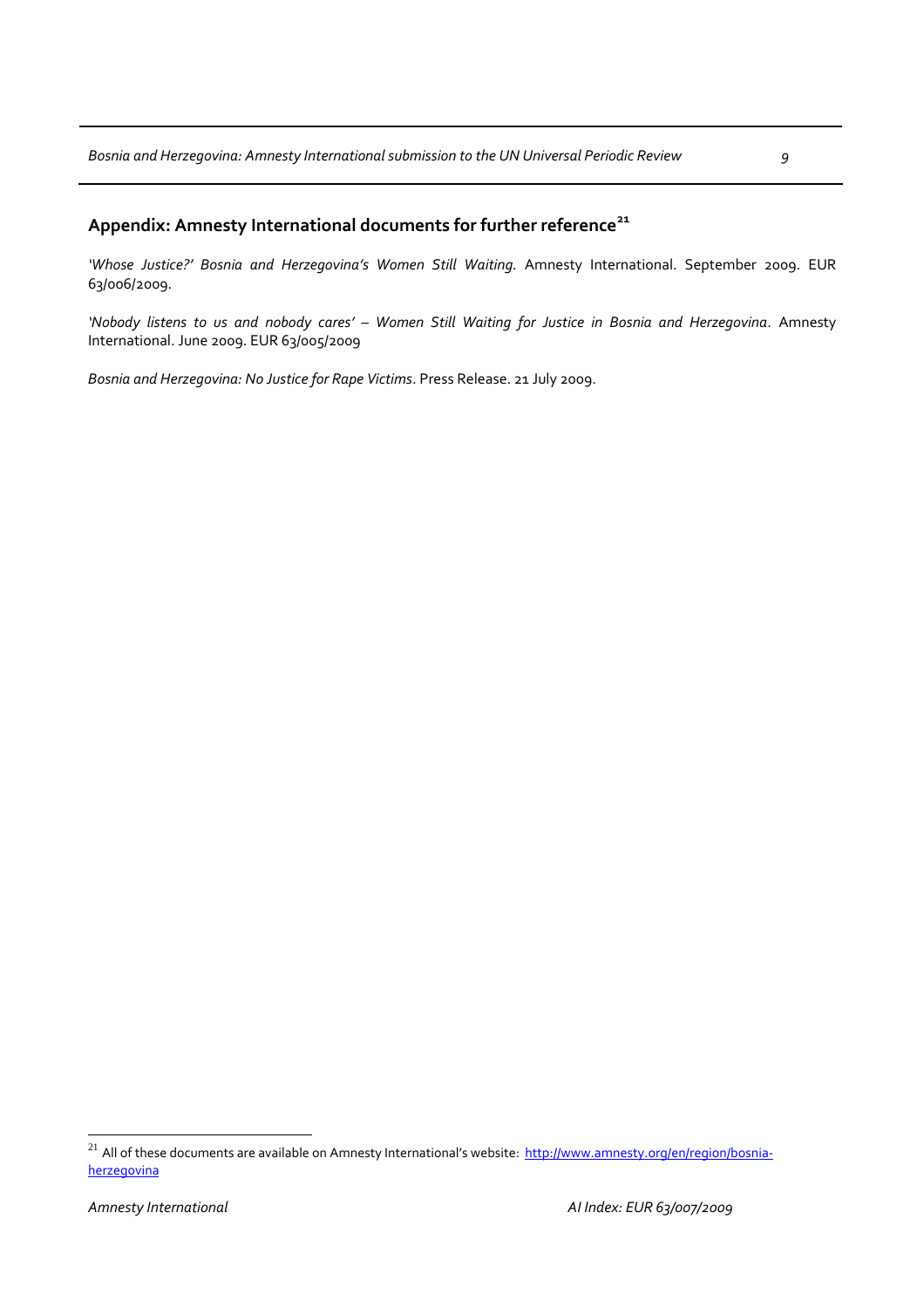## Appendix: Amnesty International documents for further reference[21]

*'Whose Justice?' Bosnia and Herzegovina's Women Still Waiting.* Amnesty International. September 2009. EUR 63/006/2009.

*'Nobody listens to us and nobody cares' – Women Still Waiting for Justice in Bosnia and Herzegovina*. Amnesty International. June 2009. EUR 63/005/2009

*Bosnia and Herzegovina: No Justice for Rape Victims*. Press Release. 21 July 2009.

---

[21] All of these documents are available on Amnesty International's website: http://www.amnesty.org/en/region/bosnia-herzegovina